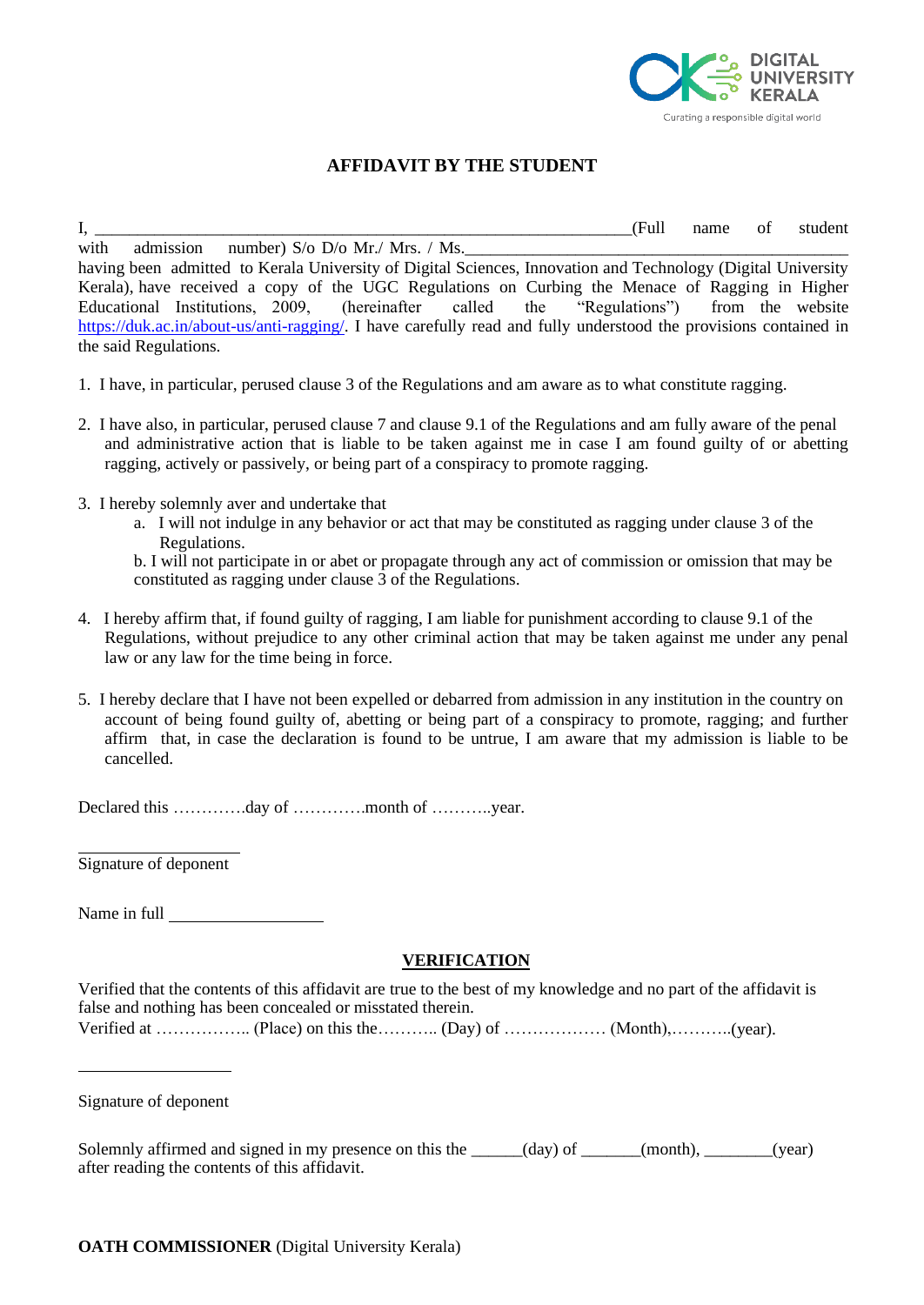DIGITAL UNIVERSITY KERALA

Curating a responsible digital world

## AFFIDAVIT BY THE STUDENT

I, _______________________________________________________(Full name of student with admission number) S/o D/o Mr./ Mrs. / Ms.________________________________________ having been admitted to Kerala University of Digital Sciences, Innovation and Technology (Digital University Kerala), have received a copy of the UGC Regulations on Curbing the Menace of Ragging in Higher Educational Institutions, 2009, (hereinafter called the "Regulations") from the website https://duk.ac.in/about-us/anti-ragging/. I have carefully read and fully understood the provisions contained in the said Regulations.

1. I have, in particular, perused clause 3 of the Regulations and am aware as to what constitute ragging.

2. I have also, in particular, perused clause 7 and clause 9.1 of the Regulations and am fully aware of the penal and administrative action that is liable to be taken against me in case I am found guilty of or abetting ragging, actively or passively, or being part of a conspiracy to promote ragging.

3. I hereby solemnly aver and undertake that
   a. I will not indulge in any behavior or act that may be constituted as ragging under clause 3 of the Regulations.
   b. I will not participate in or abet or propagate through any act of commission or omission that may be constituted as ragging under clause 3 of the Regulations.

4. I hereby affirm that, if found guilty of ragging, I am liable for punishment according to clause 9.1 of the Regulations, without prejudice to any other criminal action that may be taken against me under any penal law or any law for the time being in force.

5. I hereby declare that I have not been expelled or debarred from admission in any institution in the country on account of being found guilty of, abetting or being part of a conspiracy to promote, ragging; and further affirm that, in case the declaration is found to be untrue, I am aware that my admission is liable to be cancelled.

Declared this ………….day of ………….month of ………..year.

____________________

Signature of deponent

Name in full ____________________

## VERIFICATION

Verified that the contents of this affidavit are true to the best of my knowledge and no part of the affidavit is false and nothing has been concealed or misstated therein.
Verified at …………….. (Place) on this the……….. (Day) of ……………… (Month),………..(year).

____________________

Signature of deponent

Solemnly affirmed and signed in my presence on this the ______(day) of _______(month), ________(year) after reading the contents of this affidavit.

**OATH COMMISSIONER** (Digital University Kerala)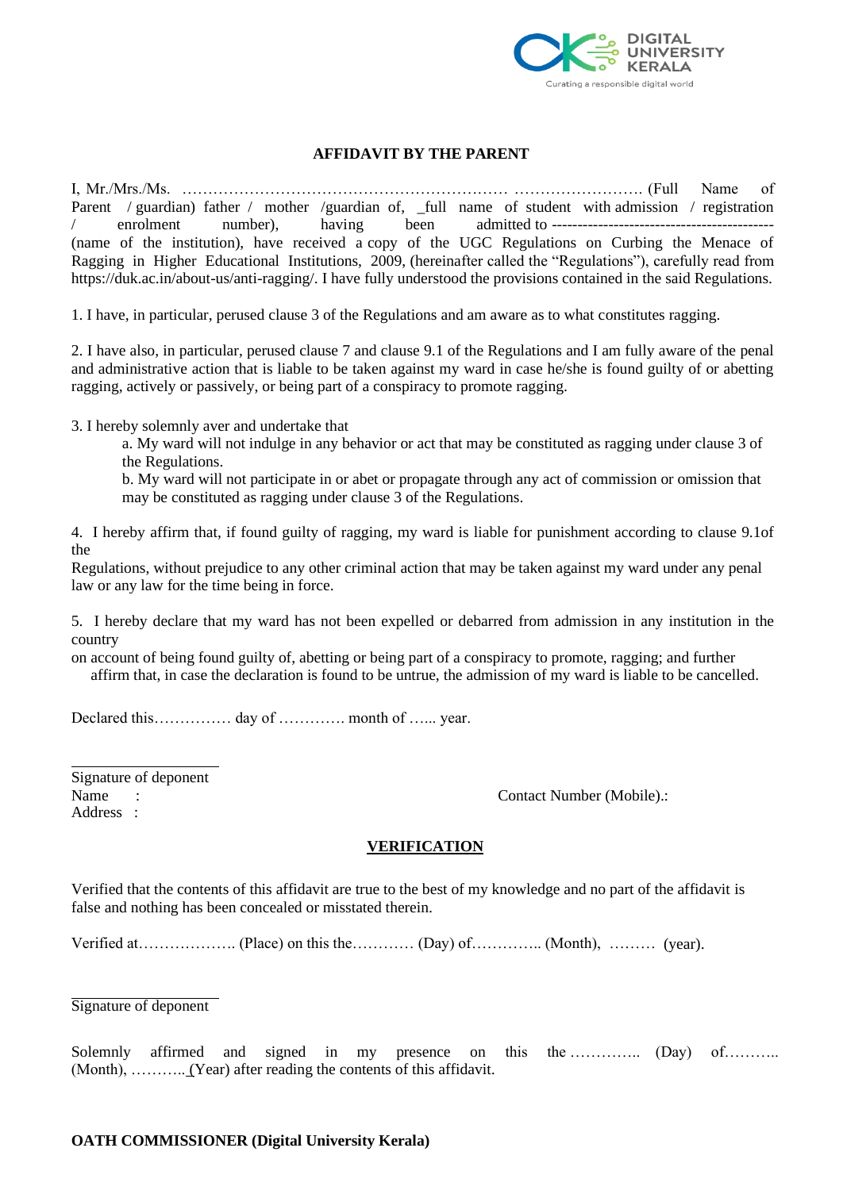DIGITAL UNIVERSITY KERALA

Curating a responsible digital world

**AFFIDAVIT BY THE PARENT**

I, Mr./Mrs./Ms. ……………………………………………………… ……………………. (Full Name of Parent / guardian) father / mother /guardian of, _full name of student with admission / registration / enrolment number), having been admitted to ------------------------------------------ (name of the institution), have received a copy of the UGC Regulations on Curbing the Menace of Ragging in Higher Educational Institutions, 2009, (hereinafter called the "Regulations"), carefully read from https://duk.ac.in/about-us/anti-ragging/. I have fully understood the provisions contained in the said Regulations.

1. I have, in particular, perused clause 3 of the Regulations and am aware as to what constitutes ragging.

2. I have also, in particular, perused clause 7 and clause 9.1 of the Regulations and I am fully aware of the penal and administrative action that is liable to be taken against my ward in case he/she is found guilty of or abetting ragging, actively or passively, or being part of a conspiracy to promote ragging.

3. I hereby solemnly aver and undertake that

   a. My ward will not indulge in any behavior or act that may be constituted as ragging under clause 3 of the Regulations.

   b. My ward will not participate in or abet or propagate through any act of commission or omission that may be constituted as ragging under clause 3 of the Regulations.

4. I hereby affirm that, if found guilty of ragging, my ward is liable for punishment according to clause 9.1of the Regulations, without prejudice to any other criminal action that may be taken against my ward under any penal law or any law for the time being in force.

5. I hereby declare that my ward has not been expelled or debarred from admission in any institution in the country on account of being found guilty of, abetting or being part of a conspiracy to promote, ragging; and further affirm that, in case the declaration is found to be untrue, the admission of my ward is liable to be cancelled.

Declared this…………… day of …………. month of …... year.

Signature of deponent

Name :

Address :

Contact Number (Mobile).:

## VERIFICATION

Verified that the contents of this affidavit are true to the best of my knowledge and no part of the affidavit is false and nothing has been concealed or misstated therein.

Verified at………………. (Place) on this the………… (Day) of………….. (Month), ……… (year).

Signature of deponent

Solemnly affirmed and signed in my presence on this the ………….. (Day) of……….. (Month), ……….. (Year) after reading the contents of this affidavit.

**OATH COMMISSIONER (Digital University Kerala)**